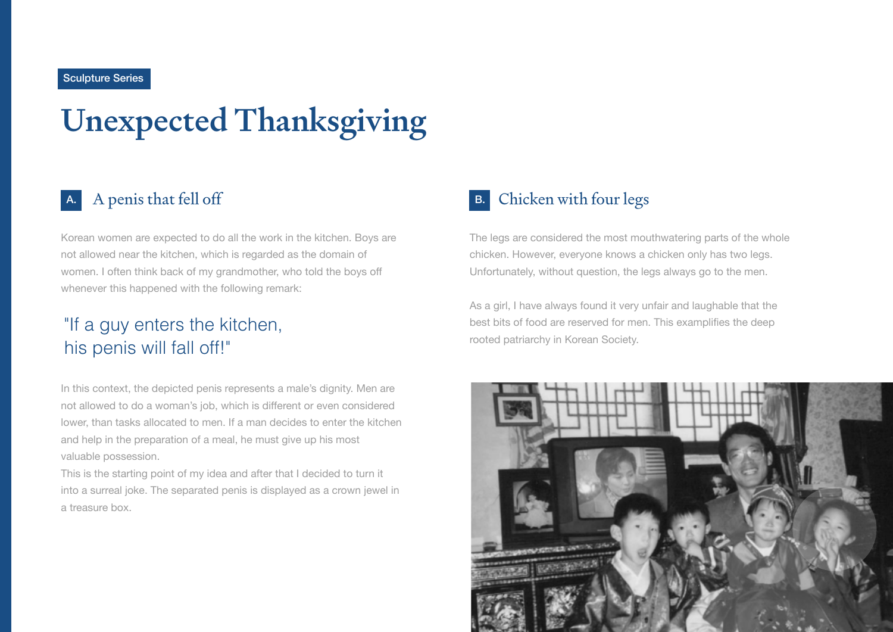Sculpture Series

# Unexpected Thanksgiving

## A. A penis that fell off

Korean women are expected to do all the work in the kitchen. Boys are not allowed near the kitchen, which is regarded as the domain of women. I often think back of my grandmother, who told the boys off whenever this happened with the following remark:

> "If a guy enters the kitchen, his penis will fall off!"

In this context, the depicted penis represents a male's dignity. Men are not allowed to do a woman's job, which is different or even considered lower, than tasks allocated to men. If a man decides to enter the kitchen and help in the preparation of a meal, he must give up his most valuable possession.
This is the starting point of my idea and after that I decided to turn it into a surreal joke. The separated penis is displayed as a crown jewel in a treasure box.

## B. Chicken with four legs

The legs are considered the most mouthwatering parts of the whole chicken. However, everyone knows a chicken only has two legs. Unfortunately, without question, the legs always go to the men.

As a girl, I have always found it very unfair and laughable that the best bits of food are reserved for men. This examplifies the deep rooted patriarchy in Korean Society.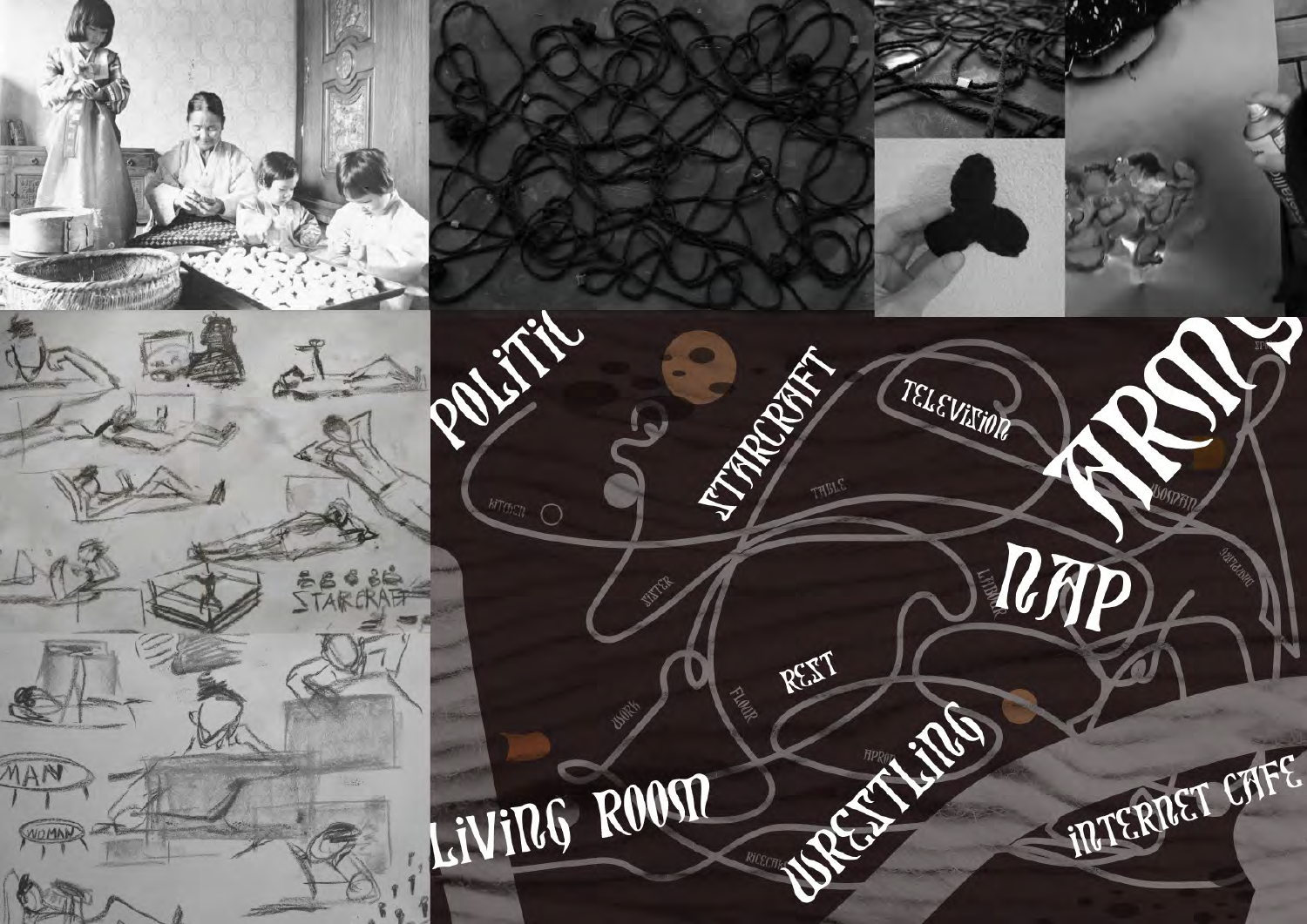POLITIC

STARCRAFT

TELEVISION

ARMY

NAP

REST

LIVING ROOM

WRESTLING

INTERNET CAFE

KITCHEN

TABLE

SISTER

WORK

FLOOR

APRON

RICECAKE

STARCRAFT

MAN

WOMAN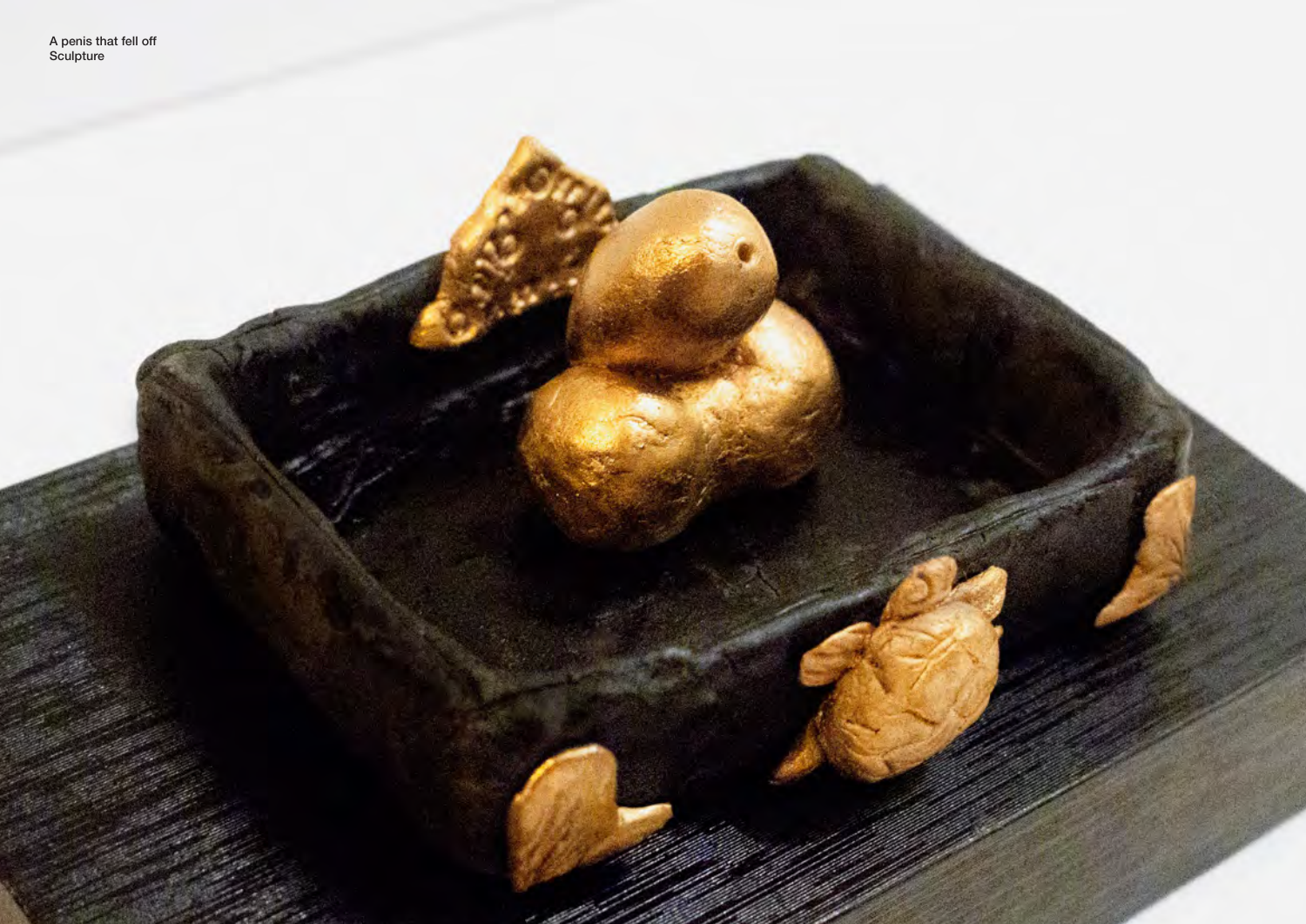A penis that fell off
Sculpture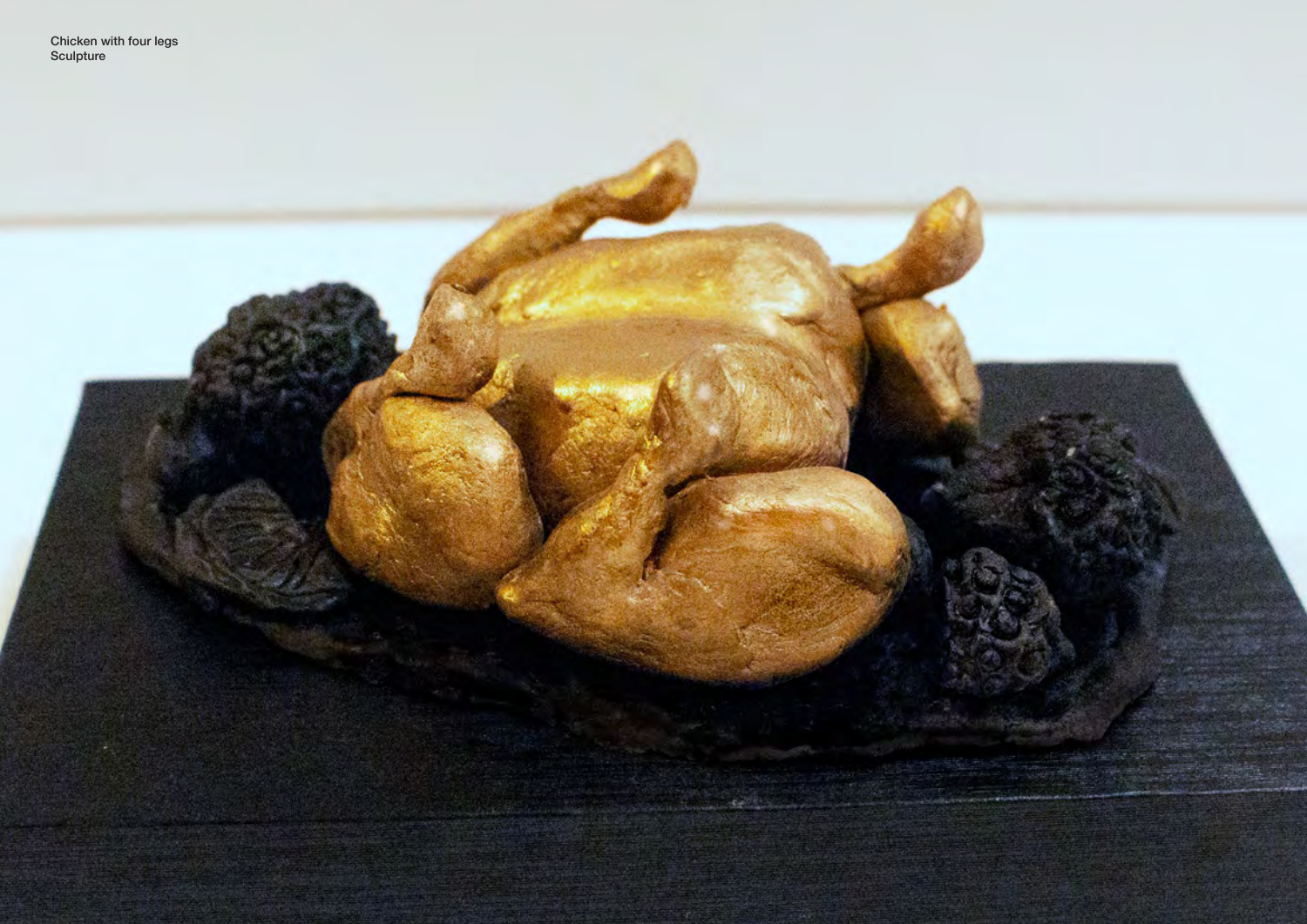Chicken with four legs
Sculpture